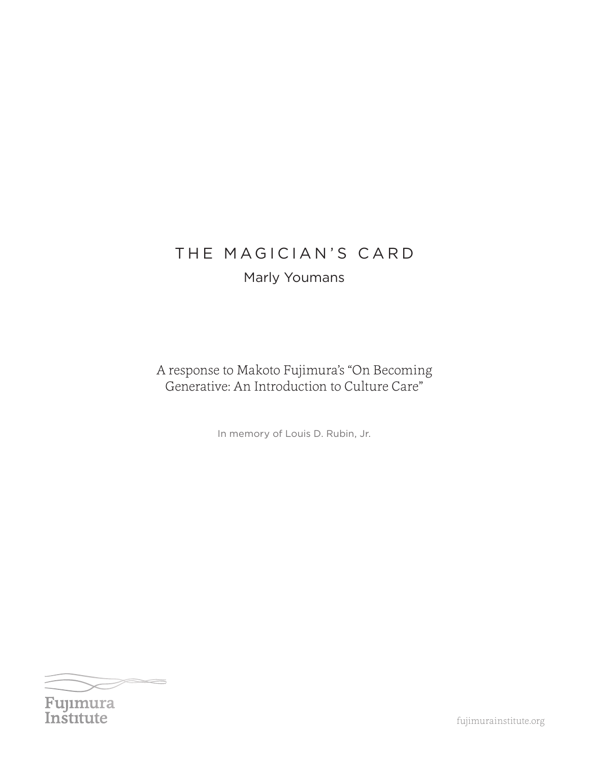# THE MAGICIAN'S CARD

Marly Youmans

A response to Makoto Fujimura's "On Becoming Generative: An Introduction to Culture Care"

In memory of Louis D. Rubin, Jr.

Fujimura Institute

fujimurainstitute.org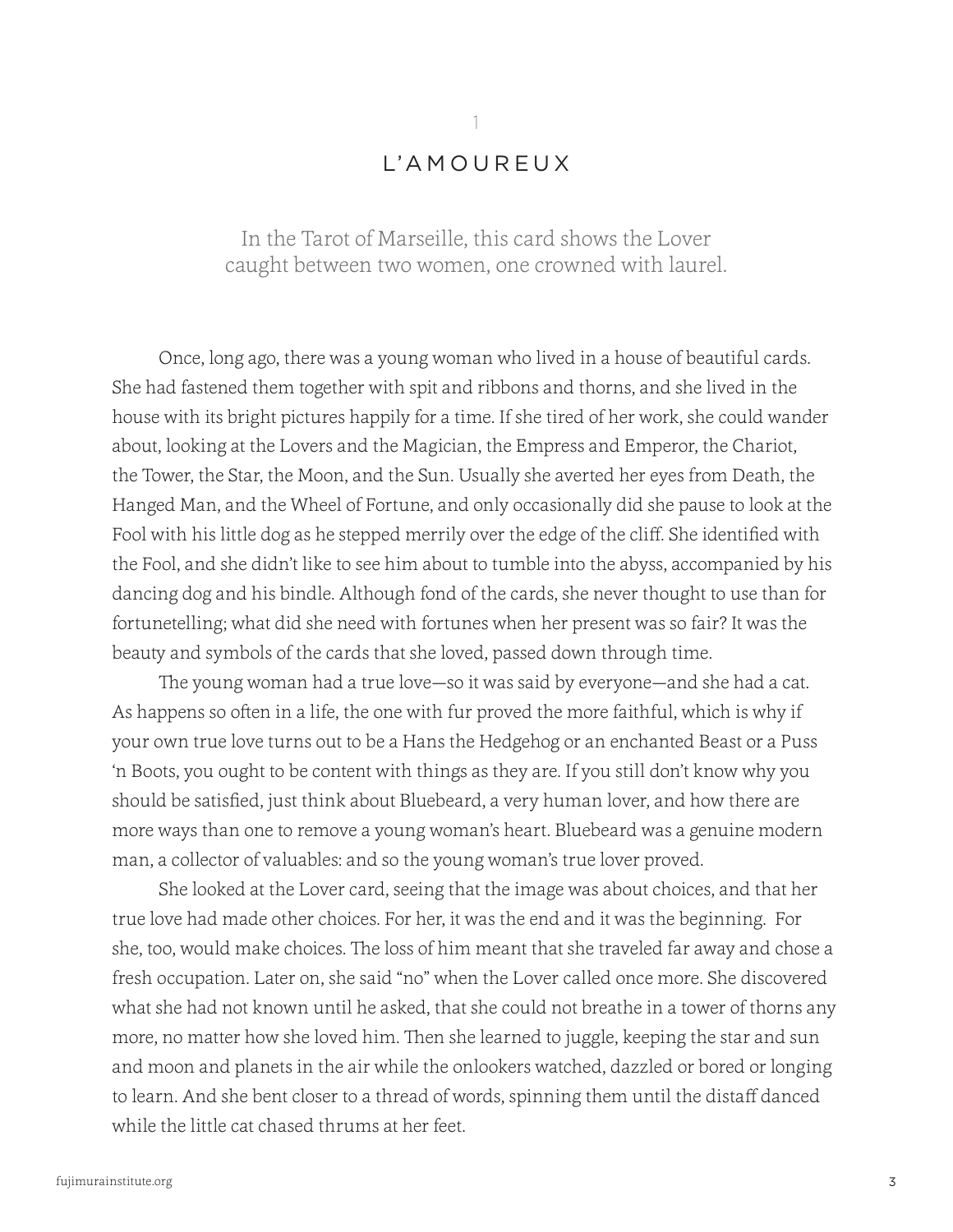## 1

## L'AMOUREUX

In the Tarot of Marseille, this card shows the Lover caught between two women, one crowned with laurel.

Once, long ago, there was a young woman who lived in a house of beautiful cards. She had fastened them together with spit and ribbons and thorns, and she lived in the house with its bright pictures happily for a time. If she tired of her work, she could wander about, looking at the Lovers and the Magician, the Empress and Emperor, the Chariot, the Tower, the Star, the Moon, and the Sun. Usually she averted her eyes from Death, the Hanged Man, and the Wheel of Fortune, and only occasionally did she pause to look at the Fool with his little dog as he stepped merrily over the edge of the cliff. She identified with the Fool, and she didn't like to see him about to tumble into the abyss, accompanied by his dancing dog and his bindle. Although fond of the cards, she never thought to use than for fortunetelling; what did she need with fortunes when her present was so fair? It was the beauty and symbols of the cards that she loved, passed down through time.

The young woman had a true love—so it was said by everyone—and she had a cat. As happens so often in a life, the one with fur proved the more faithful, which is why if your own true love turns out to be a Hans the Hedgehog or an enchanted Beast or a Puss 'n Boots, you ought to be content with things as they are. If you still don't know why you should be satisfied, just think about Bluebeard, a very human lover, and how there are more ways than one to remove a young woman's heart. Bluebeard was a genuine modern man, a collector of valuables: and so the young woman's true lover proved.

She looked at the Lover card, seeing that the image was about choices, and that her true love had made other choices. For her, it was the end and it was the beginning. For she, too, would make choices. The loss of him meant that she traveled far away and chose a fresh occupation. Later on, she said "no" when the Lover called once more. She discovered what she had not known until he asked, that she could not breathe in a tower of thorns any more, no matter how she loved him. Then she learned to juggle, keeping the star and sun and moon and planets in the air while the onlookers watched, dazzled or bored or longing to learn. And she bent closer to a thread of words, spinning them until the distaff danced while the little cat chased thrums at her feet.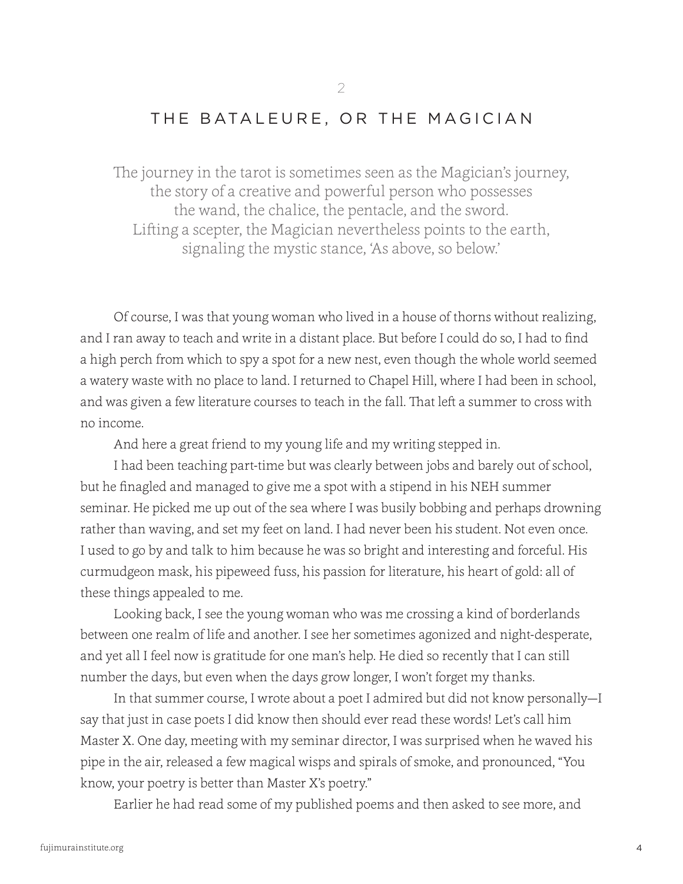## 2

## THE BATALEURE, OR THE MAGICIAN

> The journey in the tarot is sometimes seen as the Magician's journey,
> the story of a creative and powerful person who possesses
> the wand, the chalice, the pentacle, and the sword.
> Lifting a scepter, the Magician nevertheless points to the earth,
> signaling the mystic stance, 'As above, so below.'

Of course, I was that young woman who lived in a house of thorns without realizing, and I ran away to teach and write in a distant place. But before I could do so, I had to find a high perch from which to spy a spot for a new nest, even though the whole world seemed a watery waste with no place to land. I returned to Chapel Hill, where I had been in school, and was given a few literature courses to teach in the fall. That left a summer to cross with no income.

And here a great friend to my young life and my writing stepped in.

I had been teaching part-time but was clearly between jobs and barely out of school, but he finagled and managed to give me a spot with a stipend in his NEH summer seminar. He picked me up out of the sea where I was busily bobbing and perhaps drowning rather than waving, and set my feet on land. I had never been his student. Not even once. I used to go by and talk to him because he was so bright and interesting and forceful. His curmudgeon mask, his pipeweed fuss, his passion for literature, his heart of gold: all of these things appealed to me.

Looking back, I see the young woman who was me crossing a kind of borderlands between one realm of life and another. I see her sometimes agonized and night-desperate, and yet all I feel now is gratitude for one man's help. He died so recently that I can still number the days, but even when the days grow longer, I won't forget my thanks.

In that summer course, I wrote about a poet I admired but did not know personally—I say that just in case poets I did know then should ever read these words! Let's call him Master X. One day, meeting with my seminar director, I was surprised when he waved his pipe in the air, released a few magical wisps and spirals of smoke, and pronounced, "You know, your poetry is better than Master X's poetry."

Earlier he had read some of my published poems and then asked to see more, and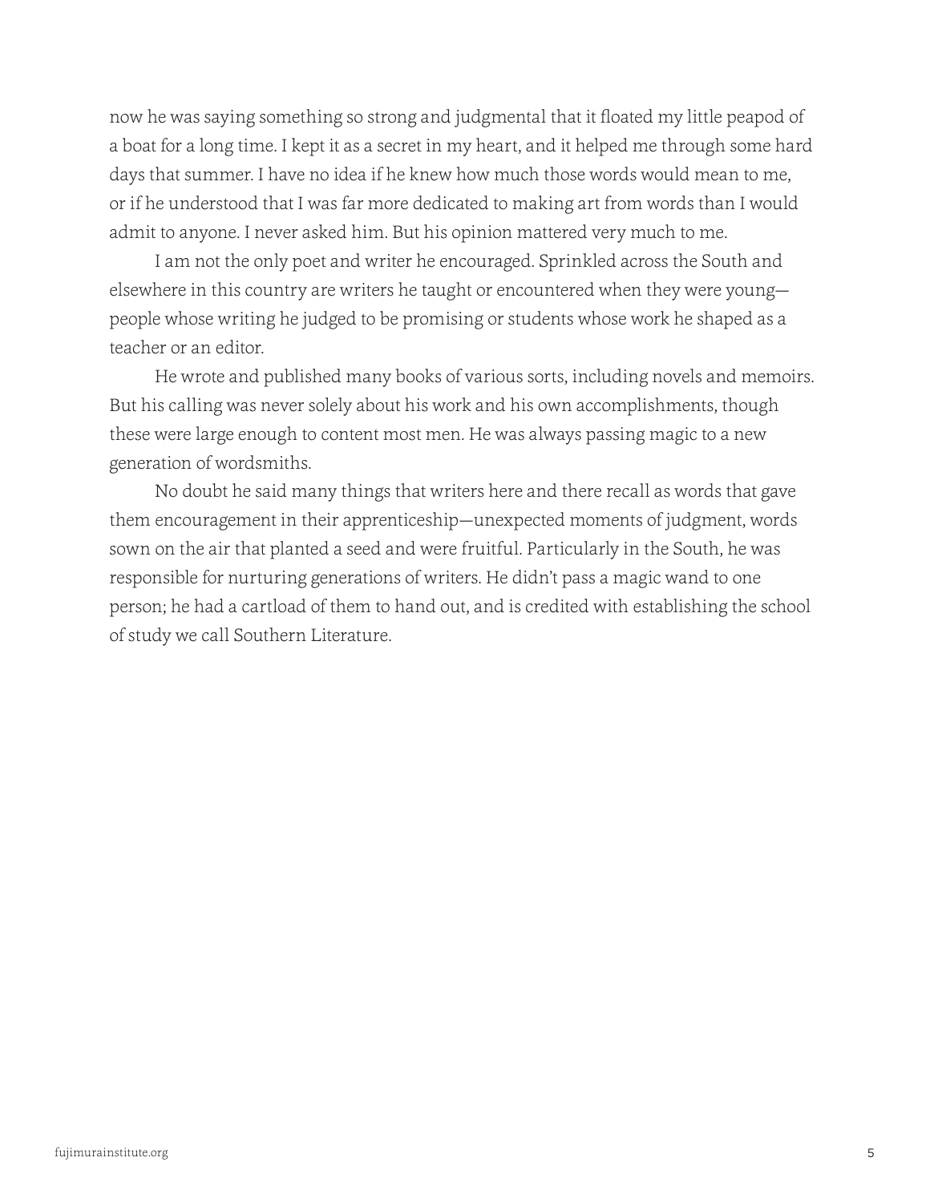now he was saying something so strong and judgmental that it floated my little peapod of a boat for a long time. I kept it as a secret in my heart, and it helped me through some hard days that summer. I have no idea if he knew how much those words would mean to me, or if he understood that I was far more dedicated to making art from words than I would admit to anyone. I never asked him. But his opinion mattered very much to me.

I am not the only poet and writer he encouraged. Sprinkled across the South and elsewhere in this country are writers he taught or encountered when they were young—people whose writing he judged to be promising or students whose work he shaped as a teacher or an editor.

He wrote and published many books of various sorts, including novels and memoirs. But his calling was never solely about his work and his own accomplishments, though these were large enough to content most men. He was always passing magic to a new generation of wordsmiths.

No doubt he said many things that writers here and there recall as words that gave them encouragement in their apprenticeship—unexpected moments of judgment, words sown on the air that planted a seed and were fruitful. Particularly in the South, he was responsible for nurturing generations of writers. He didn't pass a magic wand to one person; he had a cartload of them to hand out, and is credited with establishing the school of study we call Southern Literature.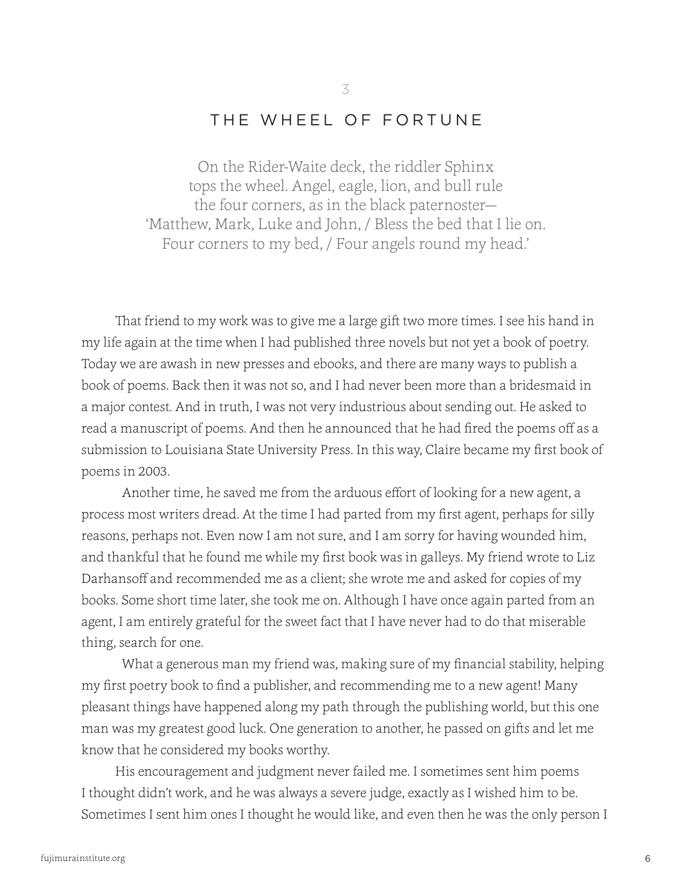3

## THE WHEEL OF FORTUNE

On the Rider-Waite deck, the riddler Sphinx
tops the wheel. Angel, eagle, lion, and bull rule
the four corners, as in the black paternoster—
'Matthew, Mark, Luke and John, / Bless the bed that I lie on.
Four corners to my bed, / Four angels round my head.'

That friend to my work was to give me a large gift two more times. I see his hand in my life again at the time when I had published three novels but not yet a book of poetry. Today we are awash in new presses and ebooks, and there are many ways to publish a book of poems. Back then it was not so, and I had never been more than a bridesmaid in a major contest. And in truth, I was not very industrious about sending out. He asked to read a manuscript of poems. And then he announced that he had fired the poems off as a submission to Louisiana State University Press. In this way, Claire became my first book of poems in 2003.

Another time, he saved me from the arduous effort of looking for a new agent, a process most writers dread. At the time I had parted from my first agent, perhaps for silly reasons, perhaps not. Even now I am not sure, and I am sorry for having wounded him, and thankful that he found me while my first book was in galleys. My friend wrote to Liz Darhansoff and recommended me as a client; she wrote me and asked for copies of my books. Some short time later, she took me on. Although I have once again parted from an agent, I am entirely grateful for the sweet fact that I have never had to do that miserable thing, search for one.

What a generous man my friend was, making sure of my financial stability, helping my first poetry book to find a publisher, and recommending me to a new agent! Many pleasant things have happened along my path through the publishing world, but this one man was my greatest good luck. One generation to another, he passed on gifts and let me know that he considered my books worthy.

His encouragement and judgment never failed me. I sometimes sent him poems I thought didn't work, and he was always a severe judge, exactly as I wished him to be. Sometimes I sent him ones I thought he would like, and even then he was the only person I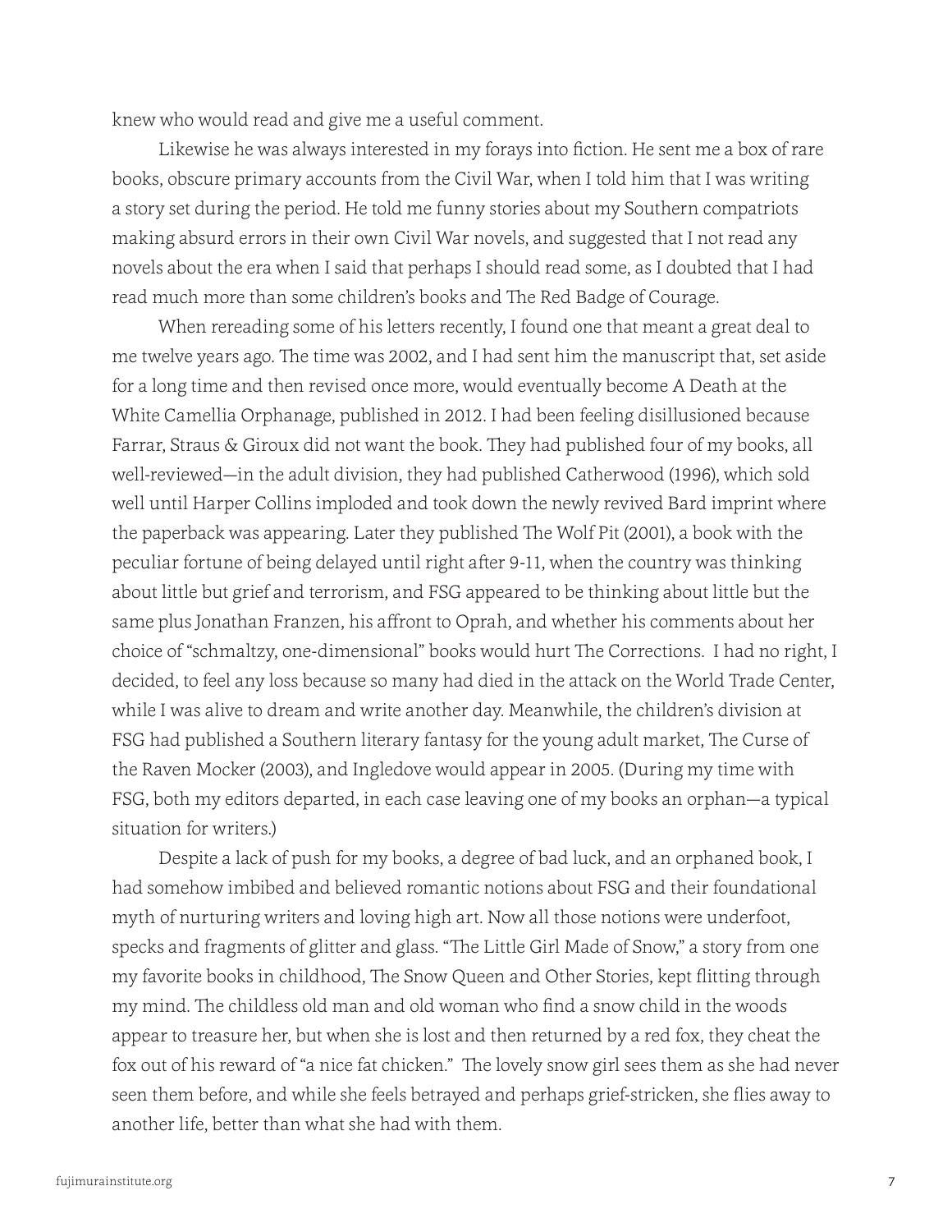knew who would read and give me a useful comment.

Likewise he was always interested in my forays into fiction. He sent me a box of rare books, obscure primary accounts from the Civil War, when I told him that I was writing a story set during the period. He told me funny stories about my Southern compatriots making absurd errors in their own Civil War novels, and suggested that I not read any novels about the era when I said that perhaps I should read some, as I doubted that I had read much more than some children's books and The Red Badge of Courage.

When rereading some of his letters recently, I found one that meant a great deal to me twelve years ago. The time was 2002, and I had sent him the manuscript that, set aside for a long time and then revised once more, would eventually become A Death at the White Camellia Orphanage, published in 2012. I had been feeling disillusioned because Farrar, Straus & Giroux did not want the book. They had published four of my books, all well-reviewed—in the adult division, they had published Catherwood (1996), which sold well until Harper Collins imploded and took down the newly revived Bard imprint where the paperback was appearing. Later they published The Wolf Pit (2001), a book with the peculiar fortune of being delayed until right after 9-11, when the country was thinking about little but grief and terrorism, and FSG appeared to be thinking about little but the same plus Jonathan Franzen, his affront to Oprah, and whether his comments about her choice of "schmaltzy, one-dimensional" books would hurt The Corrections. I had no right, I decided, to feel any loss because so many had died in the attack on the World Trade Center, while I was alive to dream and write another day. Meanwhile, the children's division at FSG had published a Southern literary fantasy for the young adult market, The Curse of the Raven Mocker (2003), and Ingledove would appear in 2005. (During my time with FSG, both my editors departed, in each case leaving one of my books an orphan—a typical situation for writers.)

Despite a lack of push for my books, a degree of bad luck, and an orphaned book, I had somehow imbibed and believed romantic notions about FSG and their foundational myth of nurturing writers and loving high art. Now all those notions were underfoot, specks and fragments of glitter and glass. "The Little Girl Made of Snow," a story from one my favorite books in childhood, The Snow Queen and Other Stories, kept flitting through my mind. The childless old man and old woman who find a snow child in the woods appear to treasure her, but when she is lost and then returned by a red fox, they cheat the fox out of his reward of "a nice fat chicken." The lovely snow girl sees them as she had never seen them before, and while she feels betrayed and perhaps grief-stricken, she flies away to another life, better than what she had with them.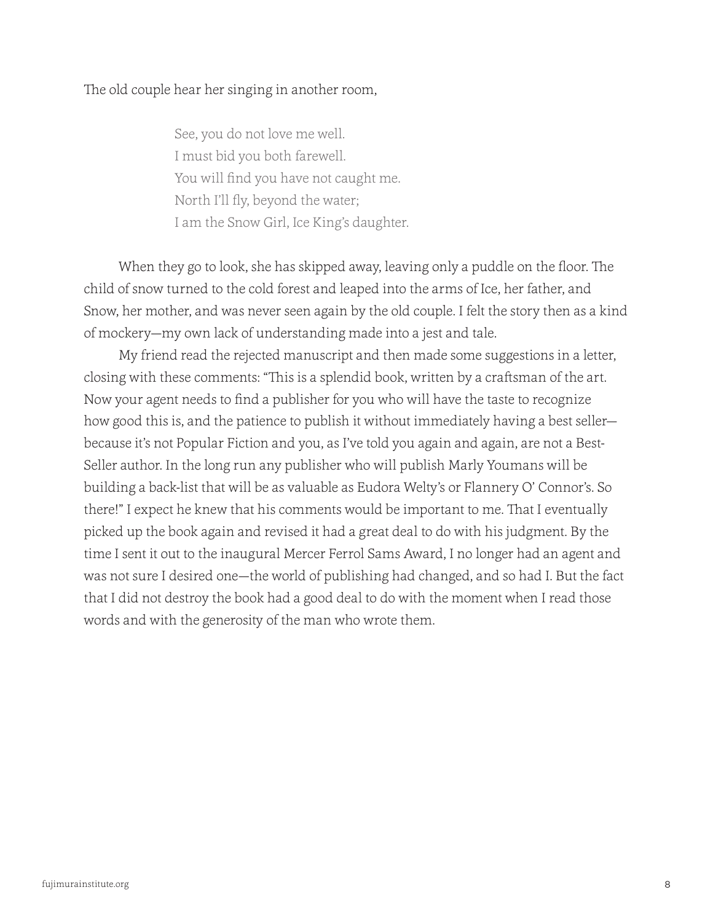The old couple hear her singing in another room,

> See, you do not love me well.  
> I must bid you both farewell.  
> You will find you have not caught me.  
> North I'll fly, beyond the water;  
> I am the Snow Girl, Ice King's daughter.

When they go to look, she has skipped away, leaving only a puddle on the floor. The child of snow turned to the cold forest and leaped into the arms of Ice, her father, and Snow, her mother, and was never seen again by the old couple. I felt the story then as a kind of mockery—my own lack of understanding made into a jest and tale.

My friend read the rejected manuscript and then made some suggestions in a letter, closing with these comments: "This is a splendid book, written by a craftsman of the art. Now your agent needs to find a publisher for you who will have the taste to recognize how good this is, and the patience to publish it without immediately having a best seller—because it's not Popular Fiction and you, as I've told you again and again, are not a Best-Seller author. In the long run any publisher who will publish Marly Youmans will be building a back-list that will be as valuable as Eudora Welty's or Flannery O' Connor's. So there!" I expect he knew that his comments would be important to me. That I eventually picked up the book again and revised it had a great deal to do with his judgment. By the time I sent it out to the inaugural Mercer Ferrol Sams Award, I no longer had an agent and was not sure I desired one—the world of publishing had changed, and so had I. But the fact that I did not destroy the book had a good deal to do with the moment when I read those words and with the generosity of the man who wrote them.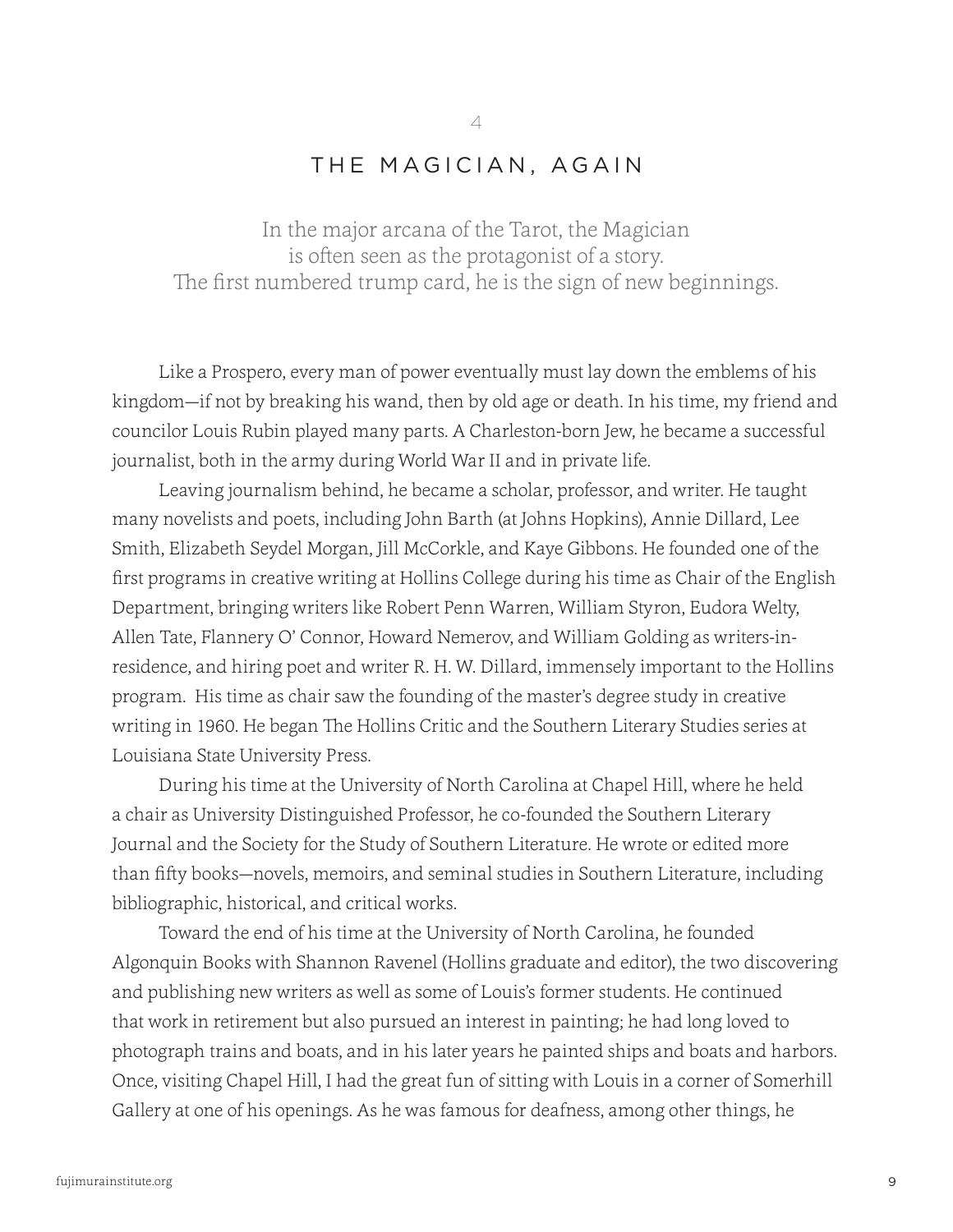4

## THE MAGICIAN, AGAIN

In the major arcana of the Tarot, the Magician
is often seen as the protagonist of a story.
The first numbered trump card, he is the sign of new beginnings.

Like a Prospero, every man of power eventually must lay down the emblems of his kingdom—if not by breaking his wand, then by old age or death. In his time, my friend and councilor Louis Rubin played many parts. A Charleston-born Jew, he became a successful journalist, both in the army during World War II and in private life.

Leaving journalism behind, he became a scholar, professor, and writer. He taught many novelists and poets, including John Barth (at Johns Hopkins), Annie Dillard, Lee Smith, Elizabeth Seydel Morgan, Jill McCorkle, and Kaye Gibbons. He founded one of the first programs in creative writing at Hollins College during his time as Chair of the English Department, bringing writers like Robert Penn Warren, William Styron, Eudora Welty, Allen Tate, Flannery O' Connor, Howard Nemerov, and William Golding as writers-in-residence, and hiring poet and writer R. H. W. Dillard, immensely important to the Hollins program. His time as chair saw the founding of the master's degree study in creative writing in 1960. He began The Hollins Critic and the Southern Literary Studies series at Louisiana State University Press.

During his time at the University of North Carolina at Chapel Hill, where he held a chair as University Distinguished Professor, he co-founded the Southern Literary Journal and the Society for the Study of Southern Literature. He wrote or edited more than fifty books—novels, memoirs, and seminal studies in Southern Literature, including bibliographic, historical, and critical works.

Toward the end of his time at the University of North Carolina, he founded Algonquin Books with Shannon Ravenel (Hollins graduate and editor), the two discovering and publishing new writers as well as some of Louis's former students. He continued that work in retirement but also pursued an interest in painting; he had long loved to photograph trains and boats, and in his later years he painted ships and boats and harbors. Once, visiting Chapel Hill, I had the great fun of sitting with Louis in a corner of Somerhill Gallery at one of his openings. As he was famous for deafness, among other things, he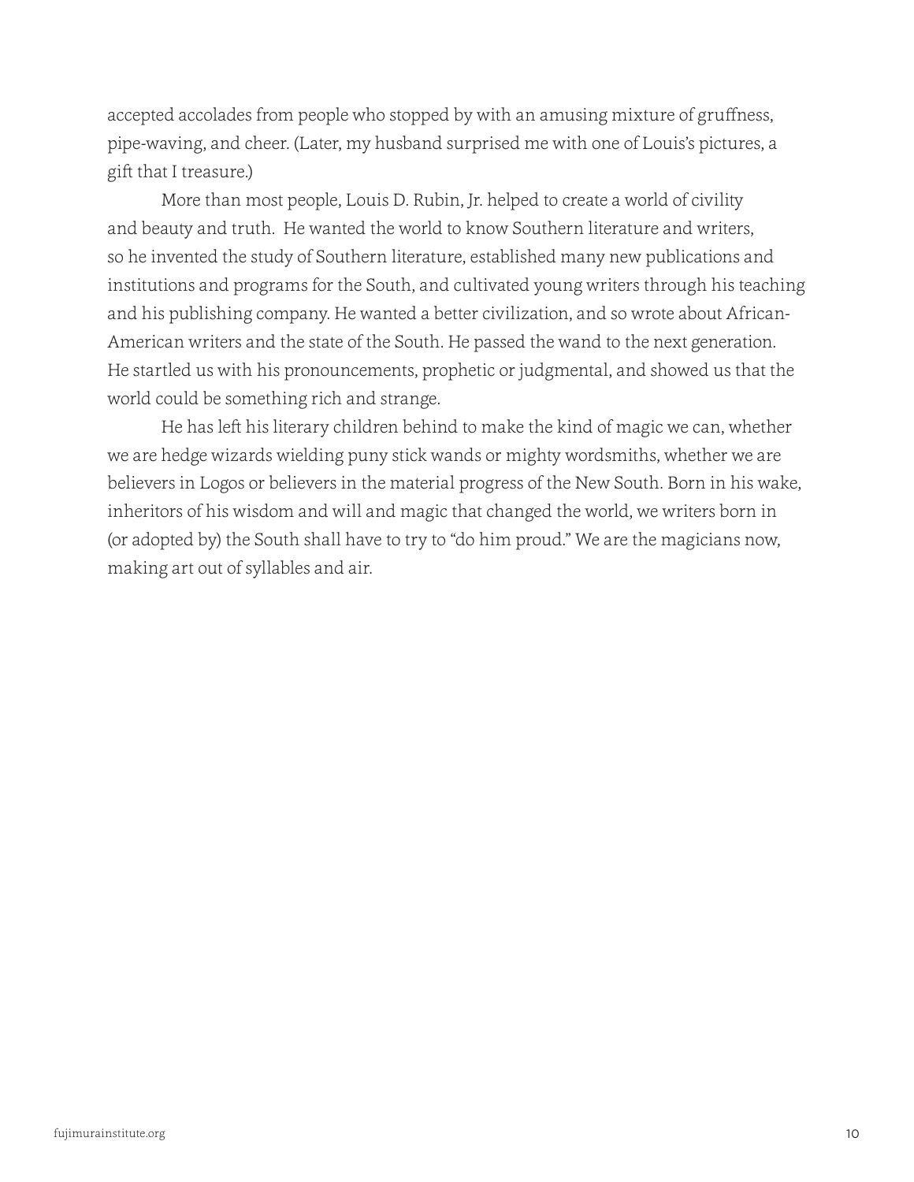accepted accolades from people who stopped by with an amusing mixture of gruffness, pipe-waving, and cheer. (Later, my husband surprised me with one of Louis's pictures, a gift that I treasure.)

More than most people, Louis D. Rubin, Jr. helped to create a world of civility and beauty and truth. He wanted the world to know Southern literature and writers, so he invented the study of Southern literature, established many new publications and institutions and programs for the South, and cultivated young writers through his teaching and his publishing company. He wanted a better civilization, and so wrote about African-American writers and the state of the South. He passed the wand to the next generation. He startled us with his pronouncements, prophetic or judgmental, and showed us that the world could be something rich and strange.

He has left his literary children behind to make the kind of magic we can, whether we are hedge wizards wielding puny stick wands or mighty wordsmiths, whether we are believers in Logos or believers in the material progress of the New South. Born in his wake, inheritors of his wisdom and will and magic that changed the world, we writers born in (or adopted by) the South shall have to try to "do him proud." We are the magicians now, making art out of syllables and air.